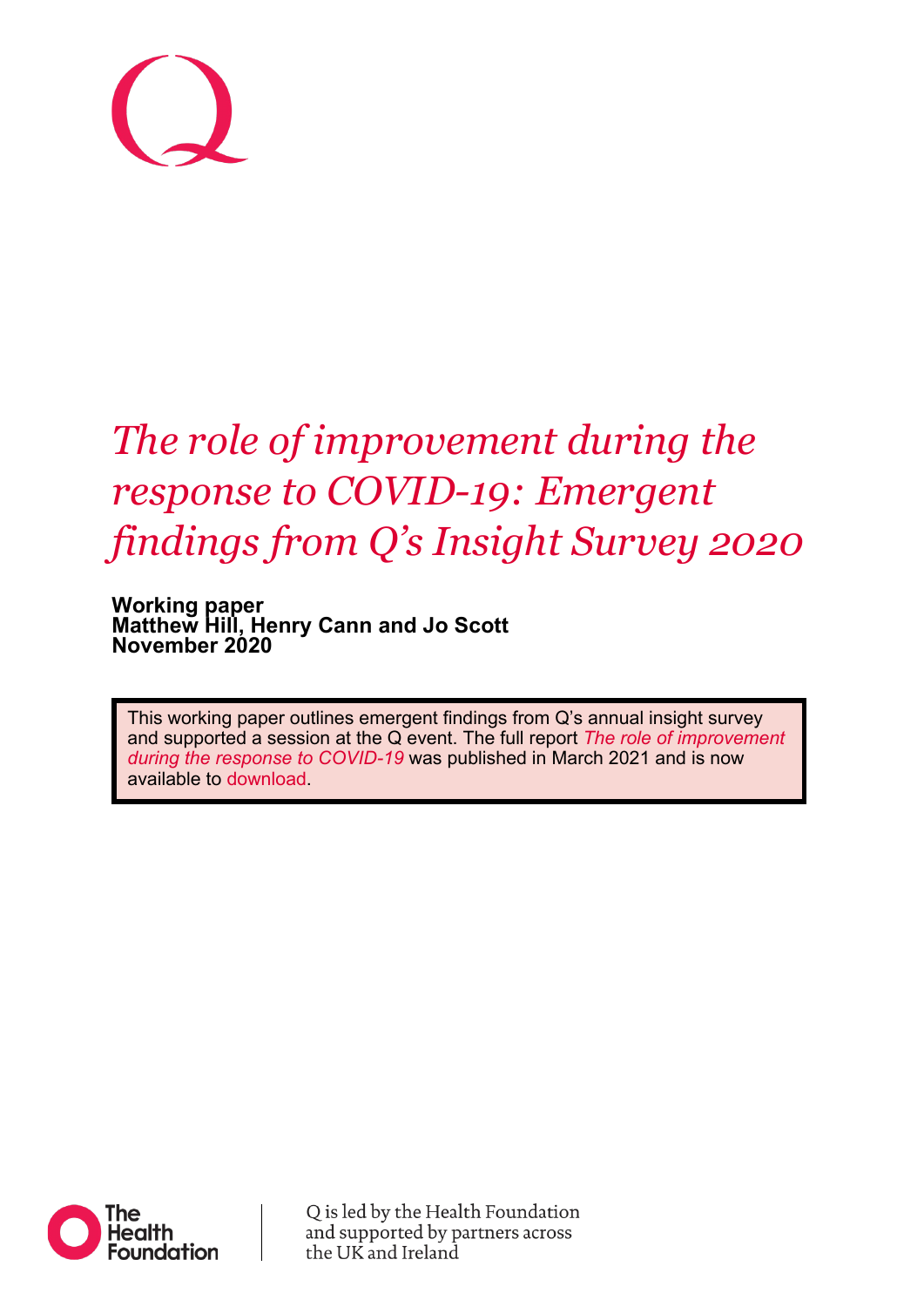# *The role of improvement during the response to COVID-19: Emergent findings from Q's Insight Survey 2020*

**Working paper**
**Matthew Hill, Henry Cann and Jo Scott**
**November 2020**

This working paper outlines emergent findings from Q's annual insight survey and supported a session at the Q event. The full report *The role of improvement during the response to COVID-19* was published in March 2021 and is now available to download.

The Health Foundation

Q is led by the Health Foundation and supported by partners across the UK and Ireland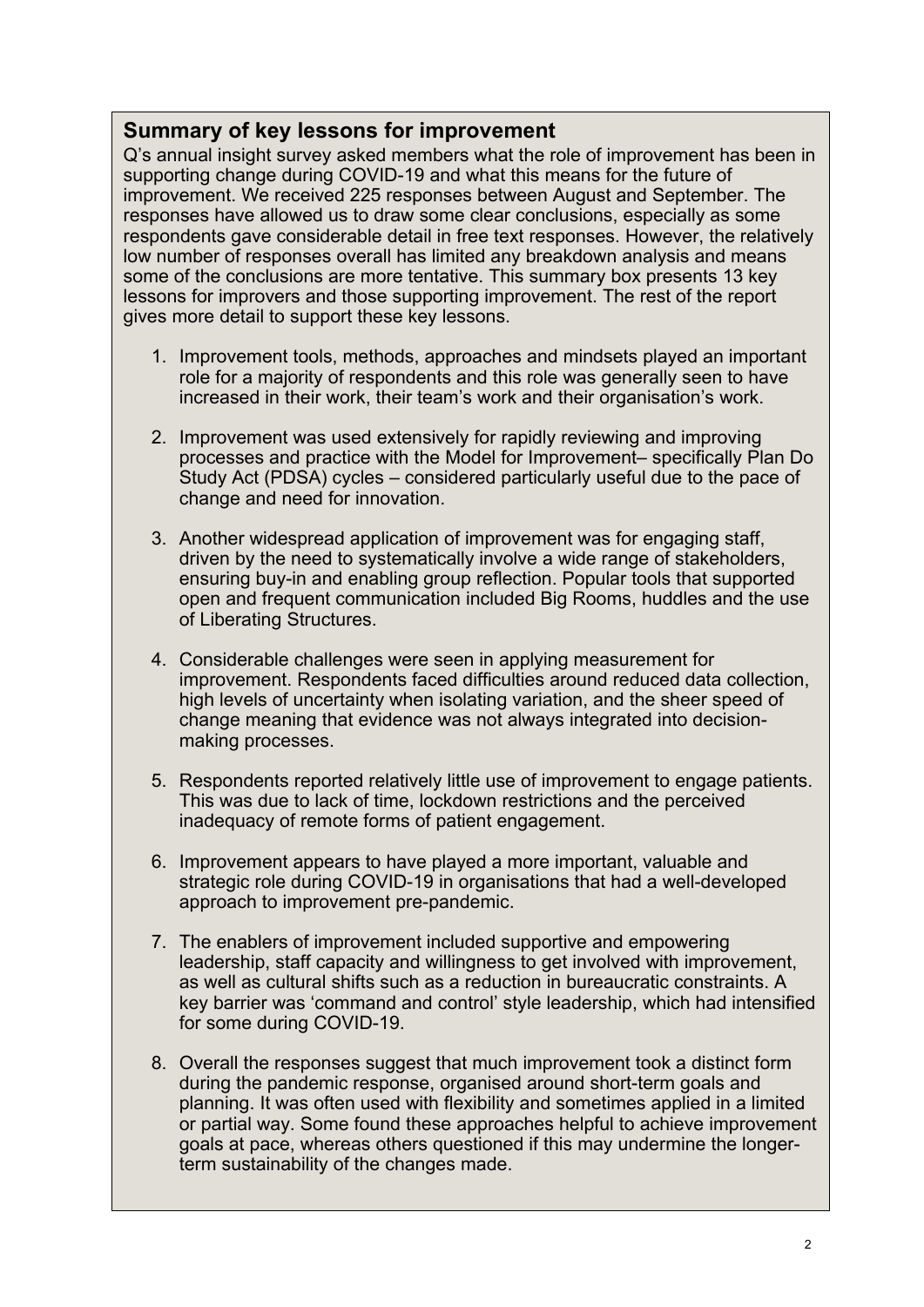## Summary of key lessons for improvement

Q's annual insight survey asked members what the role of improvement has been in supporting change during COVID-19 and what this means for the future of improvement. We received 225 responses between August and September. The responses have allowed us to draw some clear conclusions, especially as some respondents gave considerable detail in free text responses. However, the relatively low number of responses overall has limited any breakdown analysis and means some of the conclusions are more tentative. This summary box presents 13 key lessons for improvers and those supporting improvement. The rest of the report gives more detail to support these key lessons.

1. Improvement tools, methods, approaches and mindsets played an important role for a majority of respondents and this role was generally seen to have increased in their work, their team's work and their organisation's work.

2. Improvement was used extensively for rapidly reviewing and improving processes and practice with the Model for Improvement– specifically Plan Do Study Act (PDSA) cycles – considered particularly useful due to the pace of change and need for innovation.

3. Another widespread application of improvement was for engaging staff, driven by the need to systematically involve a wide range of stakeholders, ensuring buy-in and enabling group reflection. Popular tools that supported open and frequent communication included Big Rooms, huddles and the use of Liberating Structures.

4. Considerable challenges were seen in applying measurement for improvement. Respondents faced difficulties around reduced data collection, high levels of uncertainty when isolating variation, and the sheer speed of change meaning that evidence was not always integrated into decision-making processes.

5. Respondents reported relatively little use of improvement to engage patients. This was due to lack of time, lockdown restrictions and the perceived inadequacy of remote forms of patient engagement.

6. Improvement appears to have played a more important, valuable and strategic role during COVID-19 in organisations that had a well-developed approach to improvement pre-pandemic.

7. The enablers of improvement included supportive and empowering leadership, staff capacity and willingness to get involved with improvement, as well as cultural shifts such as a reduction in bureaucratic constraints. A key barrier was 'command and control' style leadership, which had intensified for some during COVID-19.

8. Overall the responses suggest that much improvement took a distinct form during the pandemic response, organised around short-term goals and planning. It was often used with flexibility and sometimes applied in a limited or partial way. Some found these approaches helpful to achieve improvement goals at pace, whereas others questioned if this may undermine the longer-term sustainability of the changes made.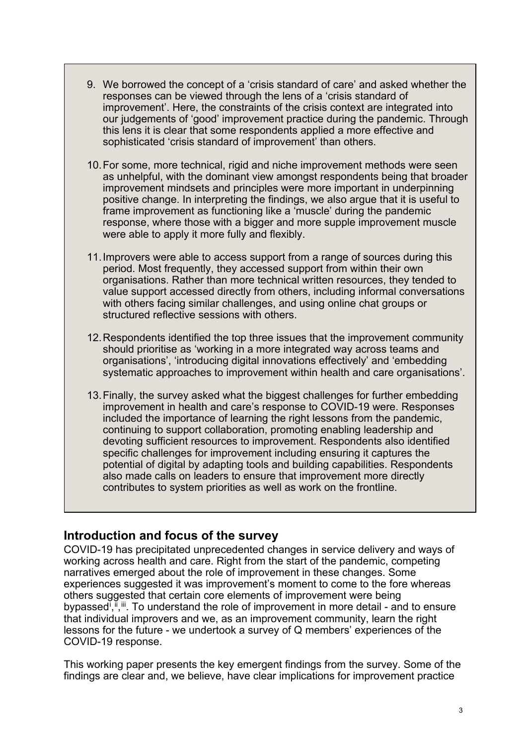9. We borrowed the concept of a 'crisis standard of care' and asked whether the responses can be viewed through the lens of a 'crisis standard of improvement'. Here, the constraints of the crisis context are integrated into our judgements of 'good' improvement practice during the pandemic. Through this lens it is clear that some respondents applied a more effective and sophisticated 'crisis standard of improvement' than others.

10. For some, more technical, rigid and niche improvement methods were seen as unhelpful, with the dominant view amongst respondents being that broader improvement mindsets and principles were more important in underpinning positive change. In interpreting the findings, we also argue that it is useful to frame improvement as functioning like a 'muscle' during the pandemic response, where those with a bigger and more supple improvement muscle were able to apply it more fully and flexibly.

11. Improvers were able to access support from a range of sources during this period. Most frequently, they accessed support from within their own organisations. Rather than more technical written resources, they tended to value support accessed directly from others, including informal conversations with others facing similar challenges, and using online chat groups or structured reflective sessions with others.

12. Respondents identified the top three issues that the improvement community should prioritise as 'working in a more integrated way across teams and organisations', 'introducing digital innovations effectively' and 'embedding systematic approaches to improvement within health and care organisations'.

13. Finally, the survey asked what the biggest challenges for further embedding improvement in health and care's response to COVID-19 were. Responses included the importance of learning the right lessons from the pandemic, continuing to support collaboration, promoting enabling leadership and devoting sufficient resources to improvement. Respondents also identified specific challenges for improvement including ensuring it captures the potential of digital by adapting tools and building capabilities. Respondents also made calls on leaders to ensure that improvement more directly contributes to system priorities as well as work on the frontline.

## Introduction and focus of the survey

COVID-19 has precipitated unprecedented changes in service delivery and ways of working across health and care. Right from the start of the pandemic, competing narratives emerged about the role of improvement in these changes. Some experiences suggested it was improvement's moment to come to the fore whereas others suggested that certain core elements of improvement were being bypassed[i,ii,iii]. To understand the role of improvement in more detail - and to ensure that individual improvers and we, as an improvement community, learn the right lessons for the future - we undertook a survey of Q members' experiences of the COVID-19 response.

This working paper presents the key emergent findings from the survey. Some of the findings are clear and, we believe, have clear implications for improvement practice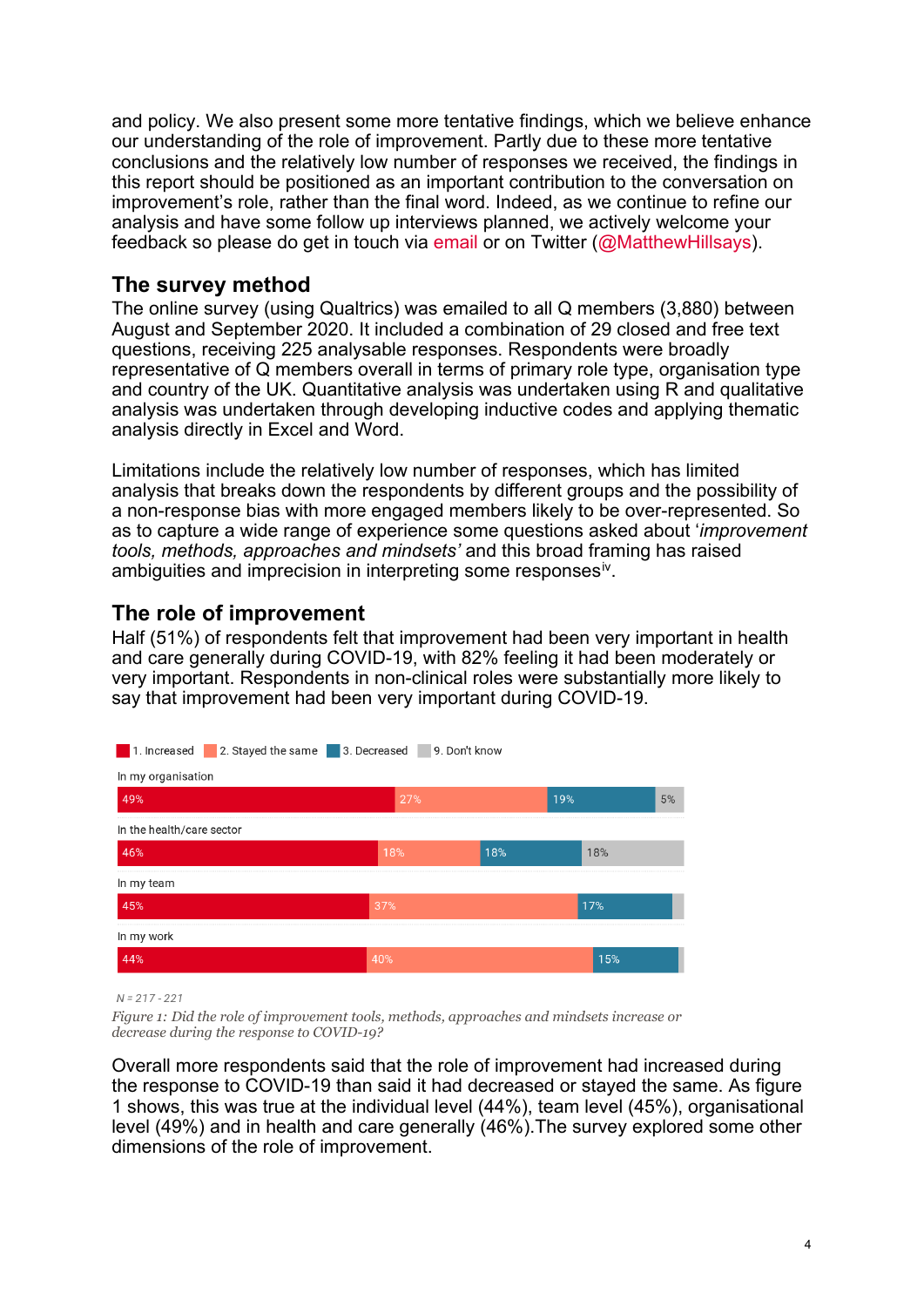and policy. We also present some more tentative findings, which we believe enhance our understanding of the role of improvement. Partly due to these more tentative conclusions and the relatively low number of responses we received, the findings in this report should be positioned as an important contribution to the conversation on improvement's role, rather than the final word. Indeed, as we continue to refine our analysis and have some follow up interviews planned, we actively welcome your feedback so please do get in touch via email or on Twitter (@MatthewHillsays).

## The survey method

The online survey (using Qualtrics) was emailed to all Q members (3,880) between August and September 2020. It included a combination of 29 closed and free text questions, receiving 225 analysable responses. Respondents were broadly representative of Q members overall in terms of primary role type, organisation type and country of the UK. Quantitative analysis was undertaken using R and qualitative analysis was undertaken through developing inductive codes and applying thematic analysis directly in Excel and Word.

Limitations include the relatively low number of responses, which has limited analysis that breaks down the respondents by different groups and the possibility of a non-response bias with more engaged members likely to be over-represented. So as to capture a wide range of experience some questions asked about '*improvement tools, methods, approaches and mindsets'* and this broad framing has raised ambiguities and imprecision in interpreting some responses[iv].

## The role of improvement

Half (51%) of respondents felt that improvement had been very important in health and care generally during COVID-19, with 82% feeling it had been moderately or very important. Respondents in non-clinical roles were substantially more likely to say that improvement had been very important during COVID-19.

| | 1. Increased | 2. Stayed the same | 3. Decreased | 9. Don't know |
|---|---|---|---|---|
| In my organisation | 49% | 27% | 19% | 5% |
| In the health/care sector | 46% | 18% | 18% | 18% |
| In my team | 45% | 37% | 17% | |
| In my work | 44% | 40% | 15% | |

*N = 217 - 221*

*Figure 1: Did the role of improvement tools, methods, approaches and mindsets increase or decrease during the response to COVID-19?*

Overall more respondents said that the role of improvement had increased during the response to COVID-19 than said it had decreased or stayed the same. As figure 1 shows, this was true at the individual level (44%), team level (45%), organisational level (49%) and in health and care generally (46%).The survey explored some other dimensions of the role of improvement.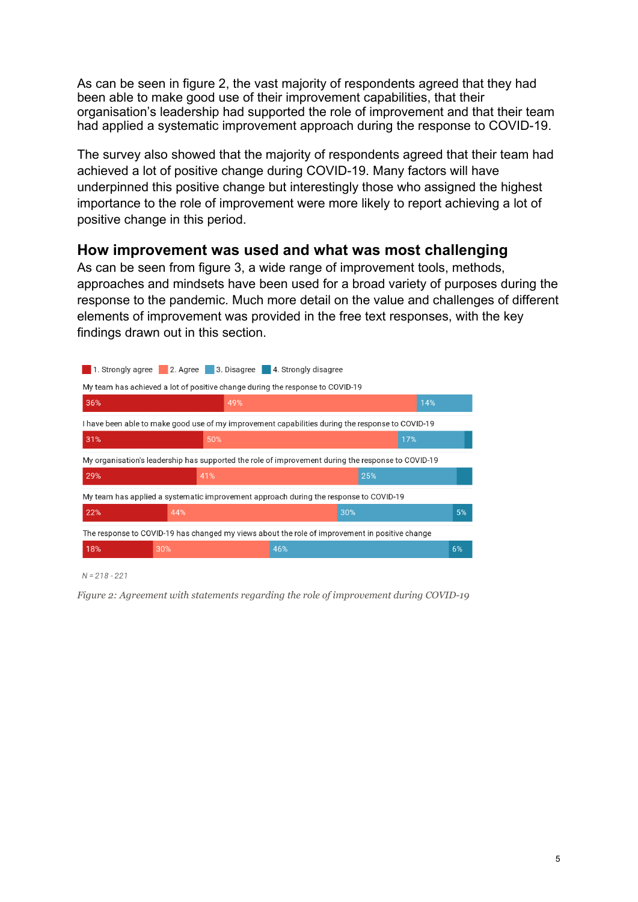As can be seen in figure 2, the vast majority of respondents agreed that they had been able to make good use of their improvement capabilities, that their organisation's leadership had supported the role of improvement and that their team had applied a systematic improvement approach during the response to COVID-19.

The survey also showed that the majority of respondents agreed that their team had achieved a lot of positive change during COVID-19. Many factors will have underpinned this positive change but interestingly those who assigned the highest importance to the role of improvement were more likely to report achieving a lot of positive change in this period.

## How improvement was used and what was most challenging

As can be seen from figure 3, a wide range of improvement tools, methods, approaches and mindsets have been used for a broad variety of purposes during the response to the pandemic. Much more detail on the value and challenges of different elements of improvement was provided in the free text responses, with the key findings drawn out in this section.

| Statement | 1. Strongly agree | 2. Agree | 3. Disagree | 4. Strongly disagree |
|---|---|---|---|---|
| My team has achieved a lot of positive change during the response to COVID-19 | 36% | 49% | 14% | |
| I have been able to make good use of my improvement capabilities during the response to COVID-19 | 31% | 50% | 17% | |
| My organisation's leadership has supported the role of improvement during the response to COVID-19 | 29% | 41% | 25% | |
| My team has applied a systematic improvement approach during the response to COVID-19 | 22% | 44% | 30% | 5% |
| The response to COVID-19 has changed my views about the role of improvement in positive change | 18% | 30% | 46% | 6% |

*N = 218 - 221*

*Figure 2: Agreement with statements regarding the role of improvement during COVID-19*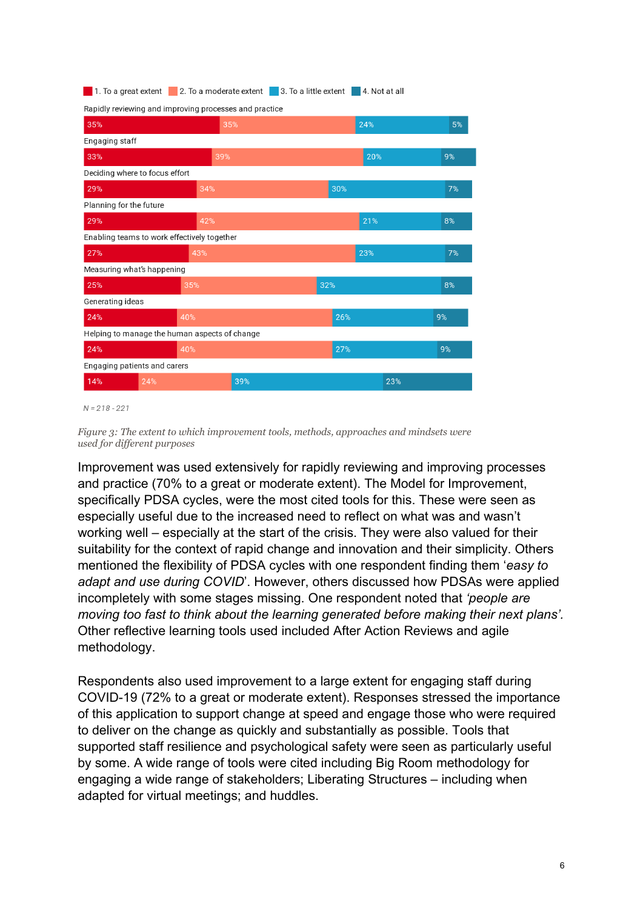| | 1. To a great extent | 2. To a moderate extent | 3. To a little extent | 4. Not at all |
|---|---|---|---|---|
| Rapidly reviewing and improving processes and practice | 35% | 35% | 24% | 5% |
| Engaging staff | 33% | 39% | 20% | 9% |
| Deciding where to focus effort | 29% | 34% | 30% | 7% |
| Planning for the future | 29% | 42% | 21% | 8% |
| Enabling teams to work effectively together | 27% | 43% | 23% | 7% |
| Measuring what's happening | 25% | 35% | 32% | 8% |
| Generating ideas | 24% | 40% | 26% | 9% |
| Helping to manage the human aspects of change | 24% | 40% | 27% | 9% |
| Engaging patients and carers | 14% | 24% | 39% | 23% |

*N = 218 - 221*

*Figure 3: The extent to which improvement tools, methods, approaches and mindsets were used for different purposes*

Improvement was used extensively for rapidly reviewing and improving processes and practice (70% to a great or moderate extent). The Model for Improvement, specifically PDSA cycles, were the most cited tools for this. These were seen as especially useful due to the increased need to reflect on what was and wasn't working well – especially at the start of the crisis. They were also valued for their suitability for the context of rapid change and innovation and their simplicity. Others mentioned the flexibility of PDSA cycles with one respondent finding them '*easy to adapt and use during COVID*'. However, others discussed how PDSAs were applied incompletely with some stages missing. One respondent noted that *'people are moving too fast to think about the learning generated before making their next plans'.* Other reflective learning tools used included After Action Reviews and agile methodology.

Respondents also used improvement to a large extent for engaging staff during COVID-19 (72% to a great or moderate extent). Responses stressed the importance of this application to support change at speed and engage those who were required to deliver on the change as quickly and substantially as possible. Tools that supported staff resilience and psychological safety were seen as particularly useful by some. A wide range of tools were cited including Big Room methodology for engaging a wide range of stakeholders; Liberating Structures – including when adapted for virtual meetings; and huddles.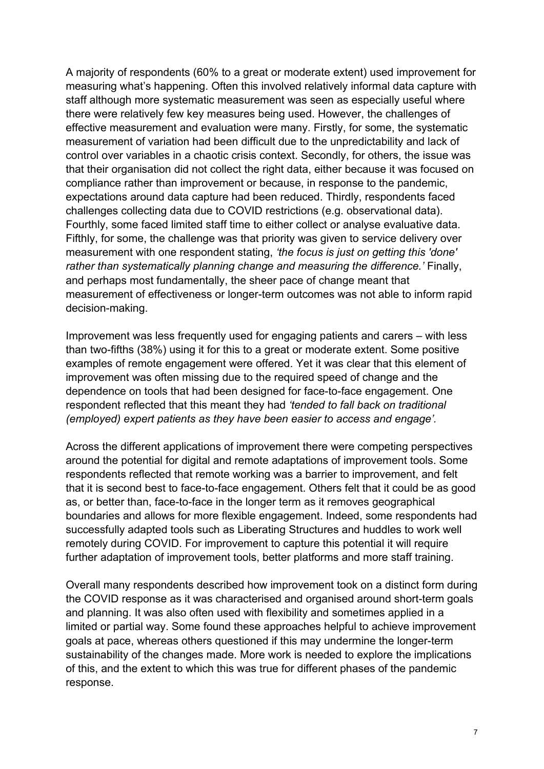A majority of respondents (60% to a great or moderate extent) used improvement for measuring what's happening. Often this involved relatively informal data capture with staff although more systematic measurement was seen as especially useful where there were relatively few key measures being used. However, the challenges of effective measurement and evaluation were many. Firstly, for some, the systematic measurement of variation had been difficult due to the unpredictability and lack of control over variables in a chaotic crisis context. Secondly, for others, the issue was that their organisation did not collect the right data, either because it was focused on compliance rather than improvement or because, in response to the pandemic, expectations around data capture had been reduced. Thirdly, respondents faced challenges collecting data due to COVID restrictions (e.g. observational data). Fourthly, some faced limited staff time to either collect or analyse evaluative data. Fifthly, for some, the challenge was that priority was given to service delivery over measurement with one respondent stating, *'the focus is just on getting this 'done' rather than systematically planning change and measuring the difference.'* Finally, and perhaps most fundamentally, the sheer pace of change meant that measurement of effectiveness or longer-term outcomes was not able to inform rapid decision-making.

Improvement was less frequently used for engaging patients and carers – with less than two-fifths (38%) using it for this to a great or moderate extent. Some positive examples of remote engagement were offered. Yet it was clear that this element of improvement was often missing due to the required speed of change and the dependence on tools that had been designed for face-to-face engagement. One respondent reflected that this meant they had *'tended to fall back on traditional (employed) expert patients as they have been easier to access and engage'*.

Across the different applications of improvement there were competing perspectives around the potential for digital and remote adaptations of improvement tools. Some respondents reflected that remote working was a barrier to improvement, and felt that it is second best to face-to-face engagement. Others felt that it could be as good as, or better than, face-to-face in the longer term as it removes geographical boundaries and allows for more flexible engagement. Indeed, some respondents had successfully adapted tools such as Liberating Structures and huddles to work well remotely during COVID. For improvement to capture this potential it will require further adaptation of improvement tools, better platforms and more staff training.

Overall many respondents described how improvement took on a distinct form during the COVID response as it was characterised and organised around short-term goals and planning. It was also often used with flexibility and sometimes applied in a limited or partial way. Some found these approaches helpful to achieve improvement goals at pace, whereas others questioned if this may undermine the longer-term sustainability of the changes made. More work is needed to explore the implications of this, and the extent to which this was true for different phases of the pandemic response.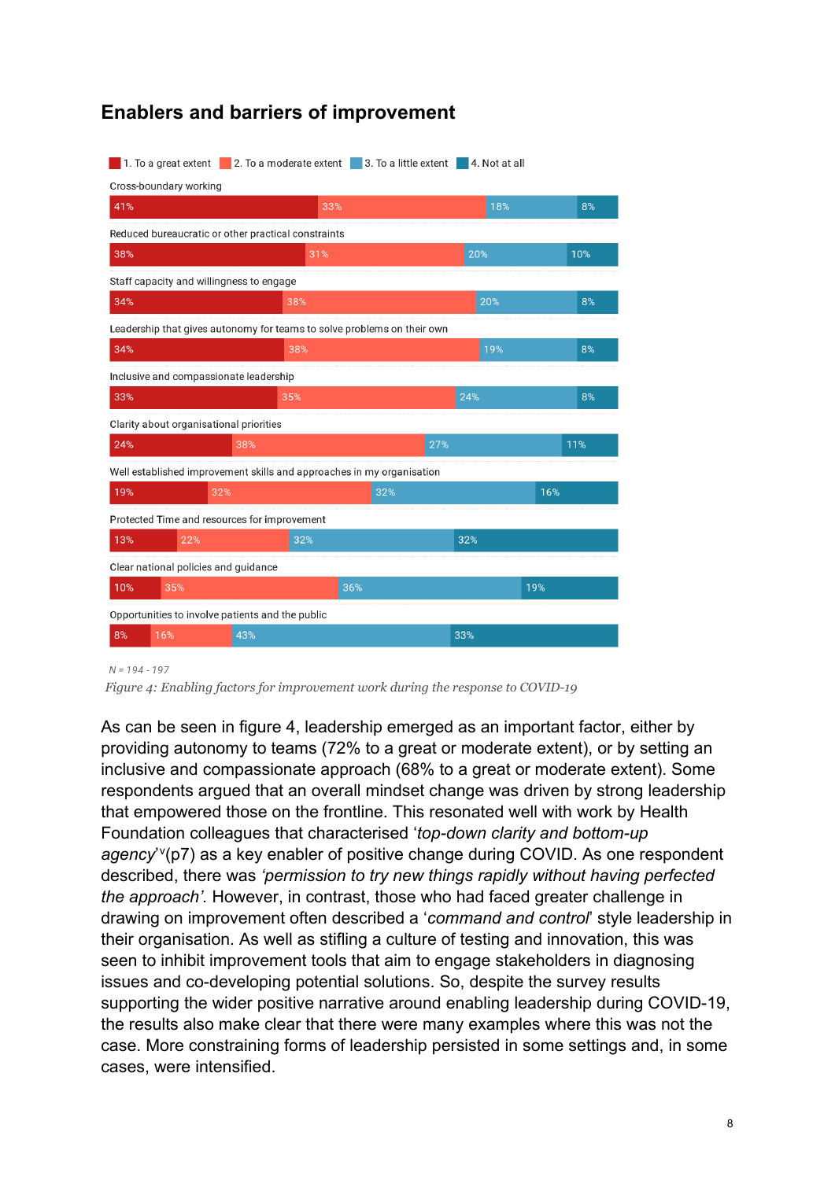## Enablers and barriers of improvement

| | 1. To a great extent | 2. To a moderate extent | 3. To a little extent | 4. Not at all |
|---|---|---|---|---|
| Cross-boundary working | 41% | 33% | 18% | 8% |
| Reduced bureaucratic or other practical constraints | 38% | 31% | 20% | 10% |
| Staff capacity and willingness to engage | 34% | 38% | 20% | 8% |
| Leadership that gives autonomy for teams to solve problems on their own | 34% | 38% | 19% | 8% |
| Inclusive and compassionate leadership | 33% | 35% | 24% | 8% |
| Clarity about organisational priorities | 24% | 38% | 27% | 11% |
| Well established improvement skills and approaches in my organisation | 19% | 32% | 32% | 16% |
| Protected Time and resources for improvement | 13% | 22% | 32% | 32% |
| Clear national policies and guidance | 10% | 35% | 36% | 19% |
| Opportunities to involve patients and the public | 8% | 16% | 43% | 33% |

*N = 194 - 197*

*Figure 4: Enabling factors for improvement work during the response to COVID-19*

As can be seen in figure 4, leadership emerged as an important factor, either by providing autonomy to teams (72% to a great or moderate extent), or by setting an inclusive and compassionate approach (68% to a great or moderate extent). Some respondents argued that an overall mindset change was driven by strong leadership that empowered those on the frontline. This resonated well with work by Health Foundation colleagues that characterised '*top-down clarity and bottom-up agency*'[v](p7) as a key enabler of positive change during COVID. As one respondent described, there was *'permission to try new things rapidly without having perfected the approach'*. However, in contrast, those who had faced greater challenge in drawing on improvement often described a '*command and control*' style leadership in their organisation. As well as stifling a culture of testing and innovation, this was seen to inhibit improvement tools that aim to engage stakeholders in diagnosing issues and co-developing potential solutions. So, despite the survey results supporting the wider positive narrative around enabling leadership during COVID-19, the results also make clear that there were many examples where this was not the case. More constraining forms of leadership persisted in some settings and, in some cases, were intensified.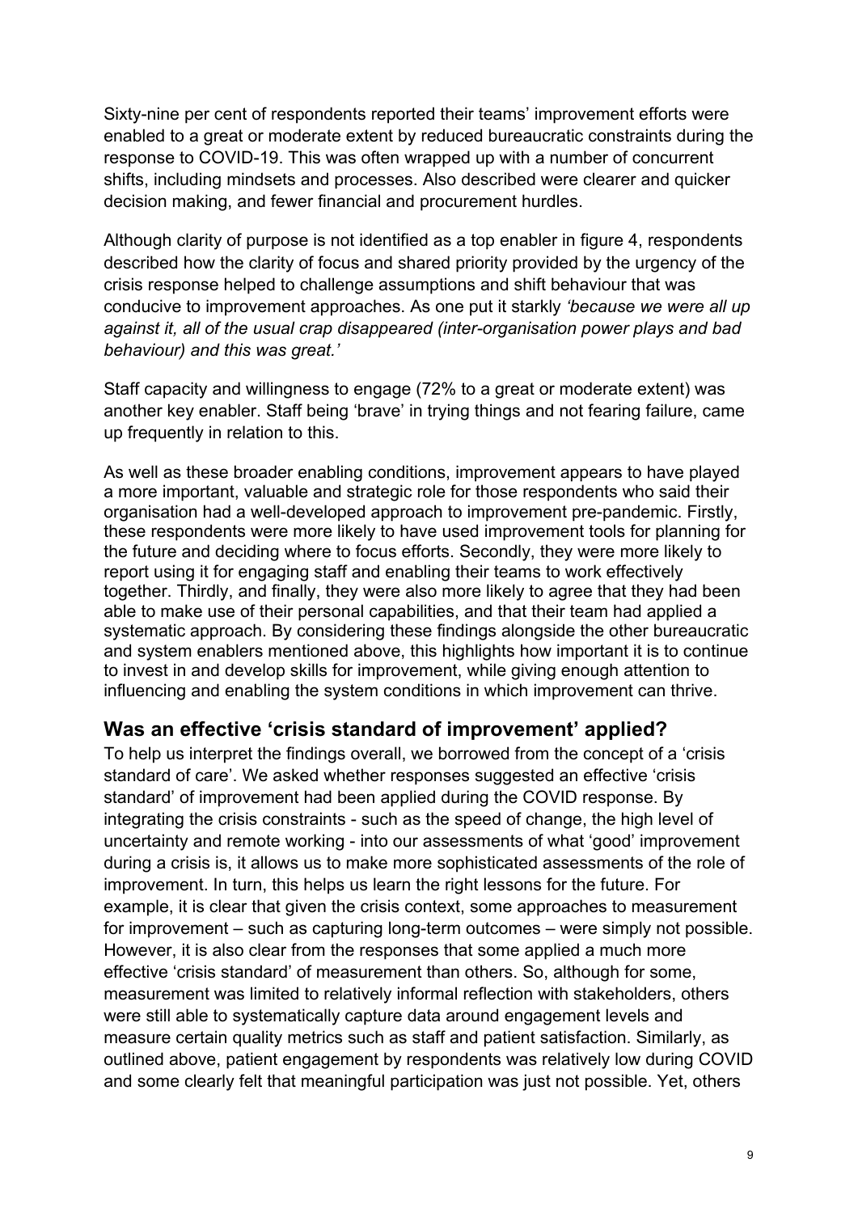Sixty-nine per cent of respondents reported their teams' improvement efforts were enabled to a great or moderate extent by reduced bureaucratic constraints during the response to COVID-19. This was often wrapped up with a number of concurrent shifts, including mindsets and processes. Also described were clearer and quicker decision making, and fewer financial and procurement hurdles.

Although clarity of purpose is not identified as a top enabler in figure 4, respondents described how the clarity of focus and shared priority provided by the urgency of the crisis response helped to challenge assumptions and shift behaviour that was conducive to improvement approaches. As one put it starkly *'because we were all up against it, all of the usual crap disappeared (inter-organisation power plays and bad behaviour) and this was great.'*

Staff capacity and willingness to engage (72% to a great or moderate extent) was another key enabler. Staff being 'brave' in trying things and not fearing failure, came up frequently in relation to this.

As well as these broader enabling conditions, improvement appears to have played a more important, valuable and strategic role for those respondents who said their organisation had a well-developed approach to improvement pre-pandemic. Firstly, these respondents were more likely to have used improvement tools for planning for the future and deciding where to focus efforts. Secondly, they were more likely to report using it for engaging staff and enabling their teams to work effectively together. Thirdly, and finally, they were also more likely to agree that they had been able to make use of their personal capabilities, and that their team had applied a systematic approach. By considering these findings alongside the other bureaucratic and system enablers mentioned above, this highlights how important it is to continue to invest in and develop skills for improvement, while giving enough attention to influencing and enabling the system conditions in which improvement can thrive.

## Was an effective 'crisis standard of improvement' applied?

To help us interpret the findings overall, we borrowed from the concept of a 'crisis standard of care'. We asked whether responses suggested an effective 'crisis standard' of improvement had been applied during the COVID response. By integrating the crisis constraints - such as the speed of change, the high level of uncertainty and remote working - into our assessments of what 'good' improvement during a crisis is, it allows us to make more sophisticated assessments of the role of improvement. In turn, this helps us learn the right lessons for the future. For example, it is clear that given the crisis context, some approaches to measurement for improvement – such as capturing long-term outcomes – were simply not possible. However, it is also clear from the responses that some applied a much more effective 'crisis standard' of measurement than others. So, although for some, measurement was limited to relatively informal reflection with stakeholders, others were still able to systematically capture data around engagement levels and measure certain quality metrics such as staff and patient satisfaction. Similarly, as outlined above, patient engagement by respondents was relatively low during COVID and some clearly felt that meaningful participation was just not possible. Yet, others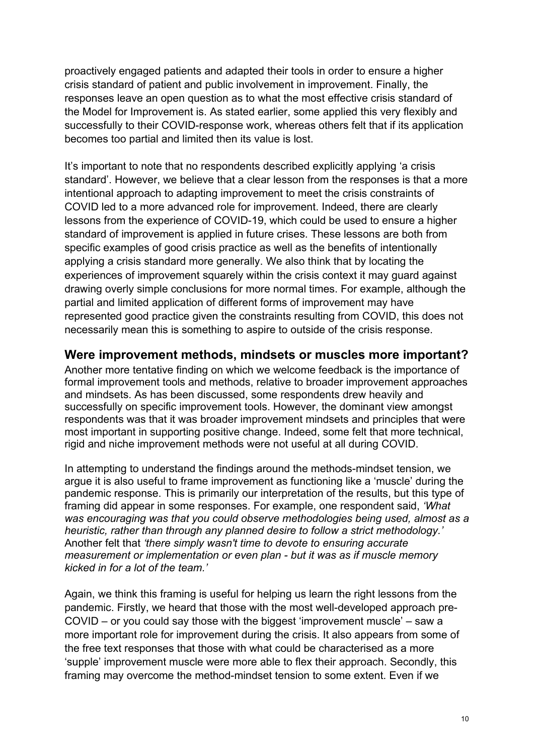proactively engaged patients and adapted their tools in order to ensure a higher crisis standard of patient and public involvement in improvement. Finally, the responses leave an open question as to what the most effective crisis standard of the Model for Improvement is. As stated earlier, some applied this very flexibly and successfully to their COVID-response work, whereas others felt that if its application becomes too partial and limited then its value is lost.

It's important to note that no respondents described explicitly applying 'a crisis standard'. However, we believe that a clear lesson from the responses is that a more intentional approach to adapting improvement to meet the crisis constraints of COVID led to a more advanced role for improvement. Indeed, there are clearly lessons from the experience of COVID-19, which could be used to ensure a higher standard of improvement is applied in future crises. These lessons are both from specific examples of good crisis practice as well as the benefits of intentionally applying a crisis standard more generally. We also think that by locating the experiences of improvement squarely within the crisis context it may guard against drawing overly simple conclusions for more normal times. For example, although the partial and limited application of different forms of improvement may have represented good practice given the constraints resulting from COVID, this does not necessarily mean this is something to aspire to outside of the crisis response.

## Were improvement methods, mindsets or muscles more important?

Another more tentative finding on which we welcome feedback is the importance of formal improvement tools and methods, relative to broader improvement approaches and mindsets. As has been discussed, some respondents drew heavily and successfully on specific improvement tools. However, the dominant view amongst respondents was that it was broader improvement mindsets and principles that were most important in supporting positive change. Indeed, some felt that more technical, rigid and niche improvement methods were not useful at all during COVID.

In attempting to understand the findings around the methods-mindset tension, we argue it is also useful to frame improvement as functioning like a 'muscle' during the pandemic response. This is primarily our interpretation of the results, but this type of framing did appear in some responses. For example, one respondent said, *'What was encouraging was that you could observe methodologies being used, almost as a heuristic, rather than through any planned desire to follow a strict methodology.'* Another felt that *'there simply wasn't time to devote to ensuring accurate measurement or implementation or even plan - but it was as if muscle memory kicked in for a lot of the team.'*

Again, we think this framing is useful for helping us learn the right lessons from the pandemic. Firstly, we heard that those with the most well-developed approach pre-COVID – or you could say those with the biggest 'improvement muscle' – saw a more important role for improvement during the crisis. It also appears from some of the free text responses that those with what could be characterised as a more 'supple' improvement muscle were more able to flex their approach. Secondly, this framing may overcome the method-mindset tension to some extent. Even if we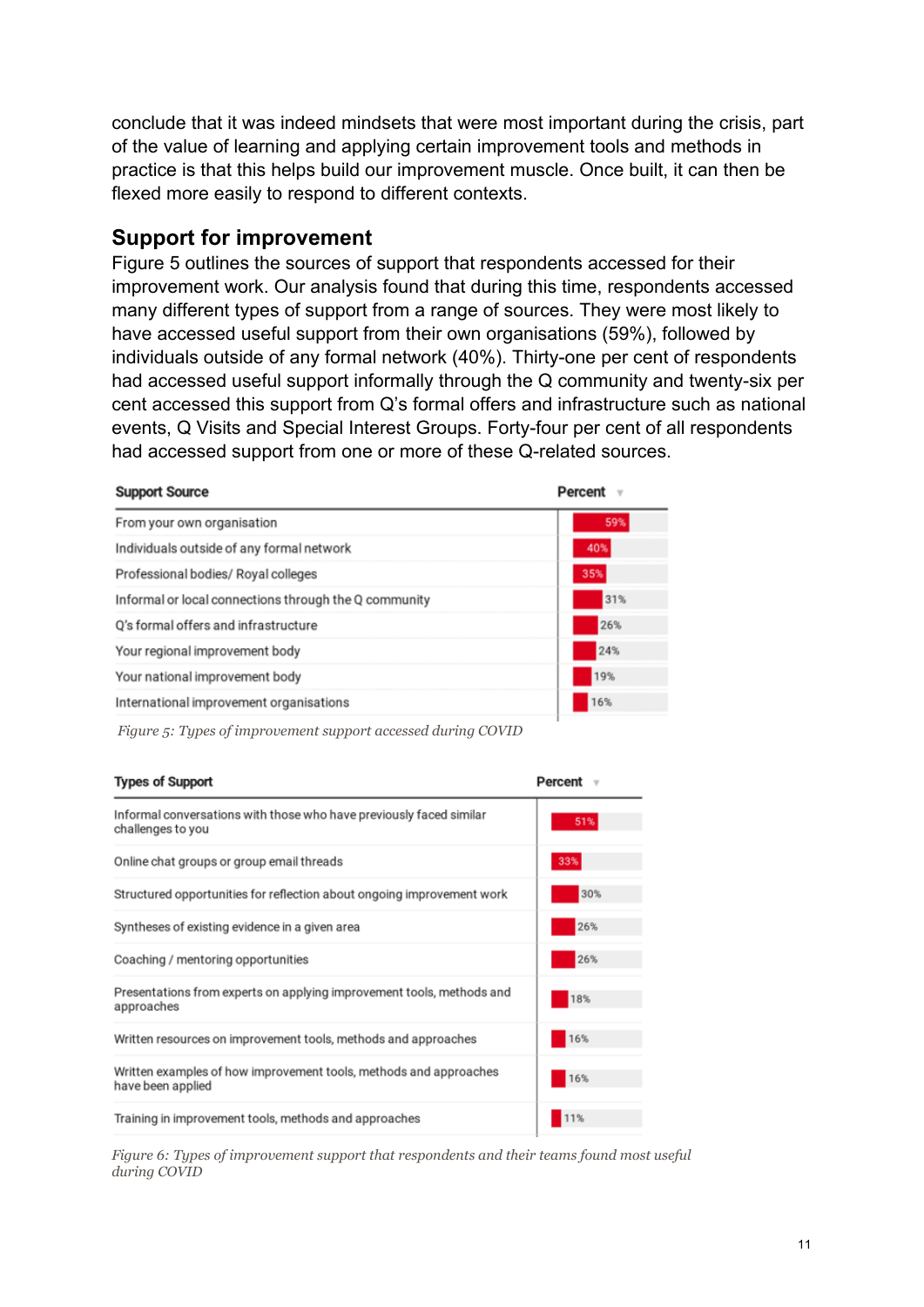conclude that it was indeed mindsets that were most important during the crisis, part of the value of learning and applying certain improvement tools and methods in practice is that this helps build our improvement muscle. Once built, it can then be flexed more easily to respond to different contexts.

## Support for improvement

Figure 5 outlines the sources of support that respondents accessed for their improvement work. Our analysis found that during this time, respondents accessed many different types of support from a range of sources. They were most likely to have accessed useful support from their own organisations (59%), followed by individuals outside of any formal network (40%). Thirty-one per cent of respondents had accessed useful support informally through the Q community and twenty-six per cent accessed this support from Q's formal offers and infrastructure such as national events, Q Visits and Special Interest Groups. Forty-four per cent of all respondents had accessed support from one or more of these Q-related sources.

| Support Source | Percent |
|---|---|
| From your own organisation | 59% |
| Individuals outside of any formal network | 40% |
| Professional bodies/ Royal colleges | 35% |
| Informal or local connections through the Q community | 31% |
| Q's formal offers and infrastructure | 26% |
| Your regional improvement body | 24% |
| Your national improvement body | 19% |
| International improvement organisations | 16% |

*Figure 5: Types of improvement support accessed during COVID*

| Types of Support | Percent |
|---|---|
| Informal conversations with those who have previously faced similar challenges to you | 51% |
| Online chat groups or group email threads | 33% |
| Structured opportunities for reflection about ongoing improvement work | 30% |
| Syntheses of existing evidence in a given area | 26% |
| Coaching / mentoring opportunities | 26% |
| Presentations from experts on applying improvement tools, methods and approaches | 18% |
| Written resources on improvement tools, methods and approaches | 16% |
| Written examples of how improvement tools, methods and approaches have been applied | 16% |
| Training in improvement tools, methods and approaches | 11% |

*Figure 6: Types of improvement support that respondents and their teams found most useful during COVID*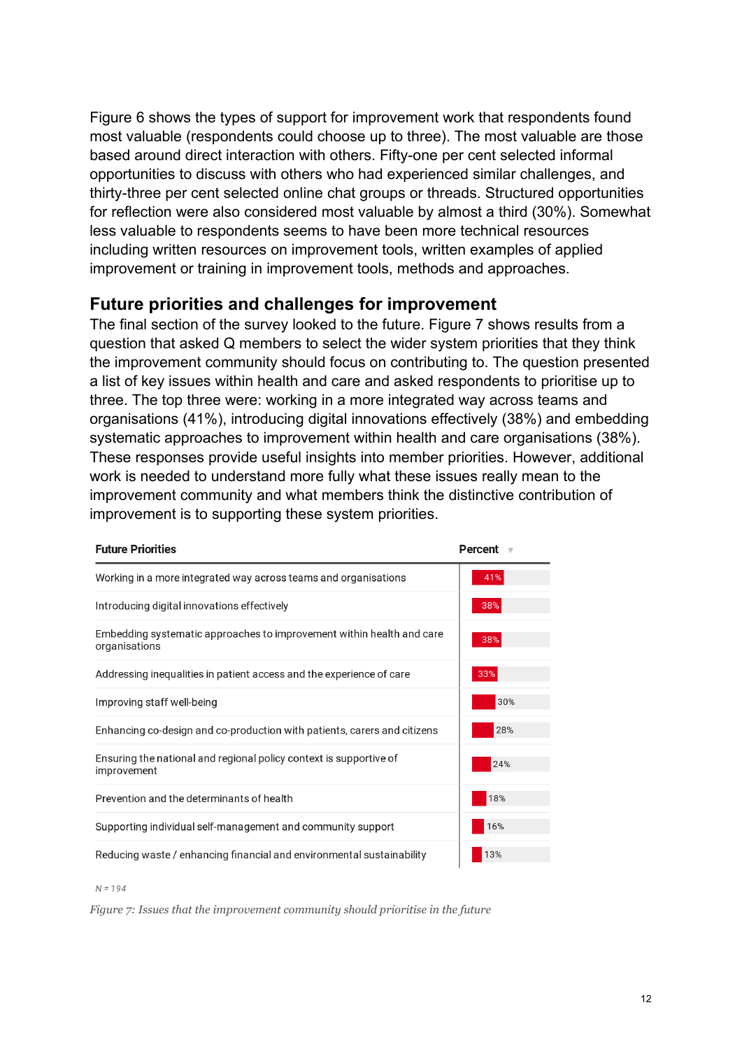Figure 6 shows the types of support for improvement work that respondents found most valuable (respondents could choose up to three). The most valuable are those based around direct interaction with others. Fifty-one per cent selected informal opportunities to discuss with others who had experienced similar challenges, and thirty-three per cent selected online chat groups or threads. Structured opportunities for reflection were also considered most valuable by almost a third (30%). Somewhat less valuable to respondents seems to have been more technical resources including written resources on improvement tools, written examples of applied improvement or training in improvement tools, methods and approaches.

## Future priorities and challenges for improvement

The final section of the survey looked to the future. Figure 7 shows results from a question that asked Q members to select the wider system priorities that they think the improvement community should focus on contributing to. The question presented a list of key issues within health and care and asked respondents to prioritise up to three. The top three were: working in a more integrated way across teams and organisations (41%), introducing digital innovations effectively (38%) and embedding systematic approaches to improvement within health and care organisations (38%). These responses provide useful insights into member priorities. However, additional work is needed to understand more fully what these issues really mean to the improvement community and what members think the distinctive contribution of improvement is to supporting these system priorities.

| Future Priorities | Percent |
|---|---|
| Working in a more integrated way across teams and organisations | 41% |
| Introducing digital innovations effectively | 38% |
| Embedding systematic approaches to improvement within health and care organisations | 38% |
| Addressing inequalities in patient access and the experience of care | 33% |
| Improving staff well-being | 30% |
| Enhancing co-design and co-production with patients, carers and citizens | 28% |
| Ensuring the national and regional policy context is supportive of improvement | 24% |
| Prevention and the determinants of health | 18% |
| Supporting individual self-management and community support | 16% |
| Reducing waste / enhancing financial and environmental sustainability | 13% |

*N = 194*

*Figure 7: Issues that the improvement community should prioritise in the future*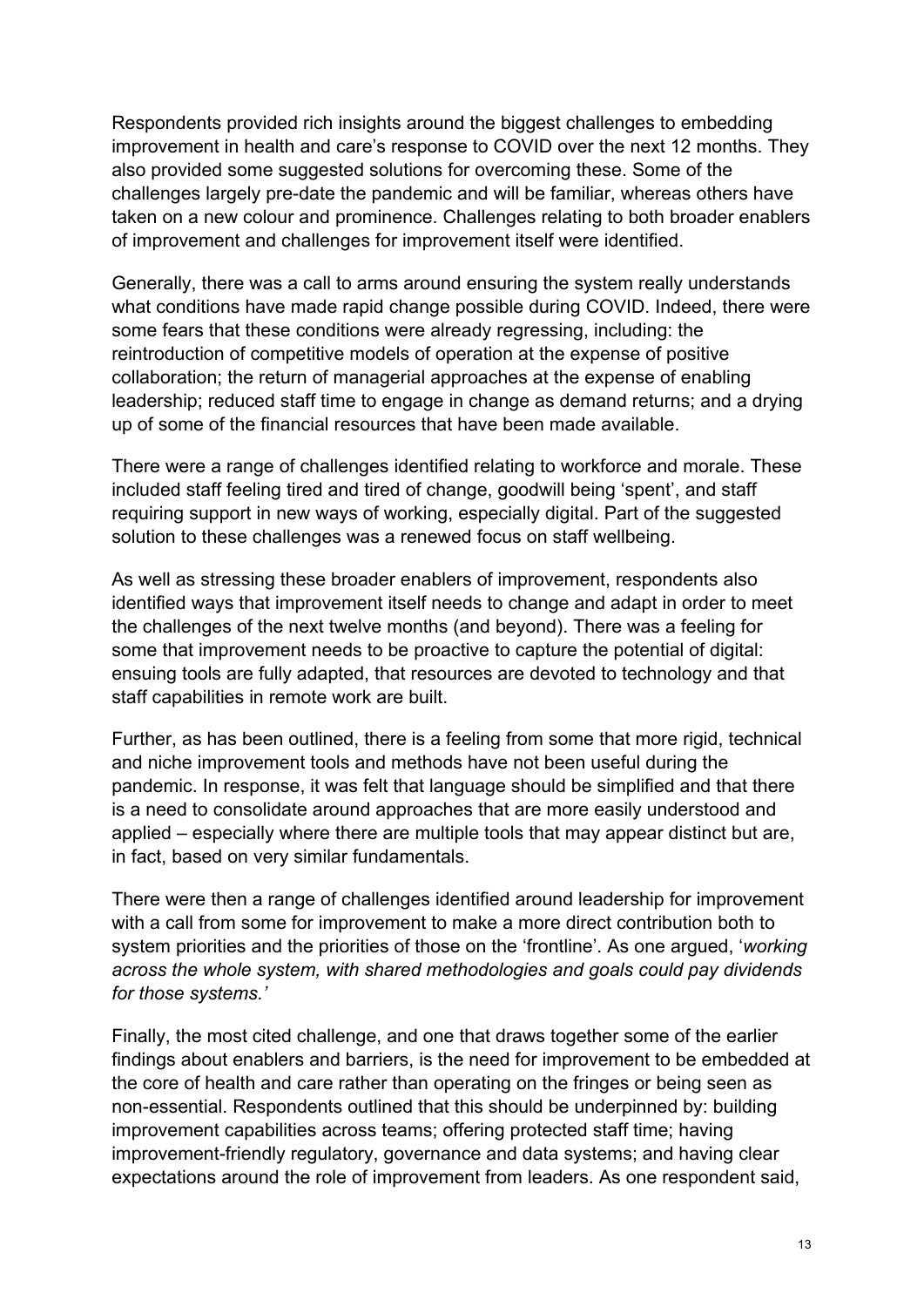Respondents provided rich insights around the biggest challenges to embedding improvement in health and care's response to COVID over the next 12 months. They also provided some suggested solutions for overcoming these. Some of the challenges largely pre-date the pandemic and will be familiar, whereas others have taken on a new colour and prominence. Challenges relating to both broader enablers of improvement and challenges for improvement itself were identified.

Generally, there was a call to arms around ensuring the system really understands what conditions have made rapid change possible during COVID. Indeed, there were some fears that these conditions were already regressing, including: the reintroduction of competitive models of operation at the expense of positive collaboration; the return of managerial approaches at the expense of enabling leadership; reduced staff time to engage in change as demand returns; and a drying up of some of the financial resources that have been made available.

There were a range of challenges identified relating to workforce and morale. These included staff feeling tired and tired of change, goodwill being 'spent', and staff requiring support in new ways of working, especially digital. Part of the suggested solution to these challenges was a renewed focus on staff wellbeing.

As well as stressing these broader enablers of improvement, respondents also identified ways that improvement itself needs to change and adapt in order to meet the challenges of the next twelve months (and beyond). There was a feeling for some that improvement needs to be proactive to capture the potential of digital: ensuing tools are fully adapted, that resources are devoted to technology and that staff capabilities in remote work are built.

Further, as has been outlined, there is a feeling from some that more rigid, technical and niche improvement tools and methods have not been useful during the pandemic. In response, it was felt that language should be simplified and that there is a need to consolidate around approaches that are more easily understood and applied – especially where there are multiple tools that may appear distinct but are, in fact, based on very similar fundamentals.

There were then a range of challenges identified around leadership for improvement with a call from some for improvement to make a more direct contribution both to system priorities and the priorities of those on the 'frontline'. As one argued, '*working across the whole system, with shared methodologies and goals could pay dividends for those systems.'*

Finally, the most cited challenge, and one that draws together some of the earlier findings about enablers and barriers, is the need for improvement to be embedded at the core of health and care rather than operating on the fringes or being seen as non-essential. Respondents outlined that this should be underpinned by: building improvement capabilities across teams; offering protected staff time; having improvement-friendly regulatory, governance and data systems; and having clear expectations around the role of improvement from leaders. As one respondent said,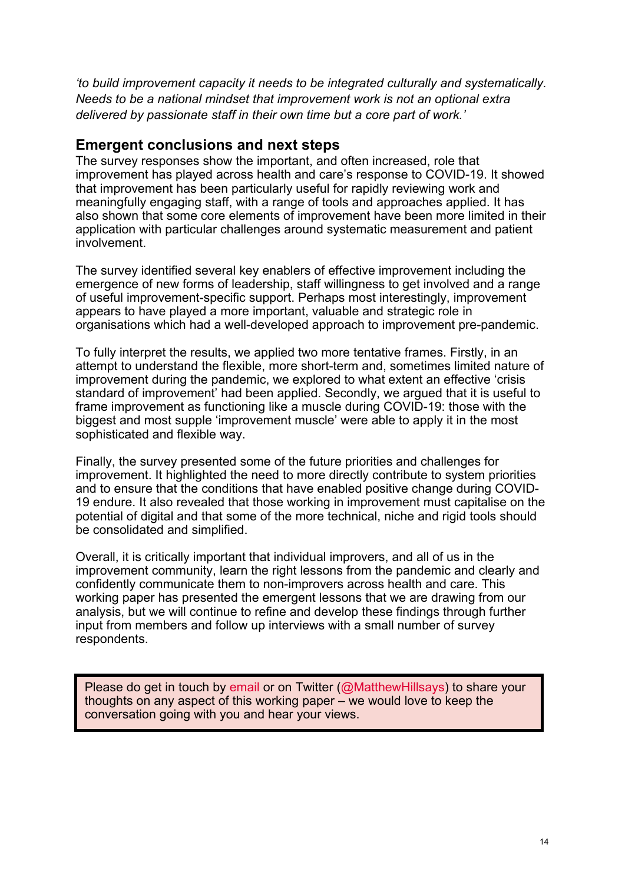*'to build improvement capacity it needs to be integrated culturally and systematically. Needs to be a national mindset that improvement work is not an optional extra delivered by passionate staff in their own time but a core part of work.'*

## Emergent conclusions and next steps

The survey responses show the important, and often increased, role that improvement has played across health and care's response to COVID-19. It showed that improvement has been particularly useful for rapidly reviewing work and meaningfully engaging staff, with a range of tools and approaches applied. It has also shown that some core elements of improvement have been more limited in their application with particular challenges around systematic measurement and patient involvement.

The survey identified several key enablers of effective improvement including the emergence of new forms of leadership, staff willingness to get involved and a range of useful improvement-specific support. Perhaps most interestingly, improvement appears to have played a more important, valuable and strategic role in organisations which had a well-developed approach to improvement pre-pandemic.

To fully interpret the results, we applied two more tentative frames. Firstly, in an attempt to understand the flexible, more short-term and, sometimes limited nature of improvement during the pandemic, we explored to what extent an effective 'crisis standard of improvement' had been applied. Secondly, we argued that it is useful to frame improvement as functioning like a muscle during COVID-19: those with the biggest and most supple 'improvement muscle' were able to apply it in the most sophisticated and flexible way.

Finally, the survey presented some of the future priorities and challenges for improvement. It highlighted the need to more directly contribute to system priorities and to ensure that the conditions that have enabled positive change during COVID-19 endure. It also revealed that those working in improvement must capitalise on the potential of digital and that some of the more technical, niche and rigid tools should be consolidated and simplified.

Overall, it is critically important that individual improvers, and all of us in the improvement community, learn the right lessons from the pandemic and clearly and confidently communicate them to non-improvers across health and care. This working paper has presented the emergent lessons that we are drawing from our analysis, but we will continue to refine and develop these findings through further input from members and follow up interviews with a small number of survey respondents.

Please do get in touch by email or on Twitter (@MatthewHillsays) to share your thoughts on any aspect of this working paper – we would love to keep the conversation going with you and hear your views.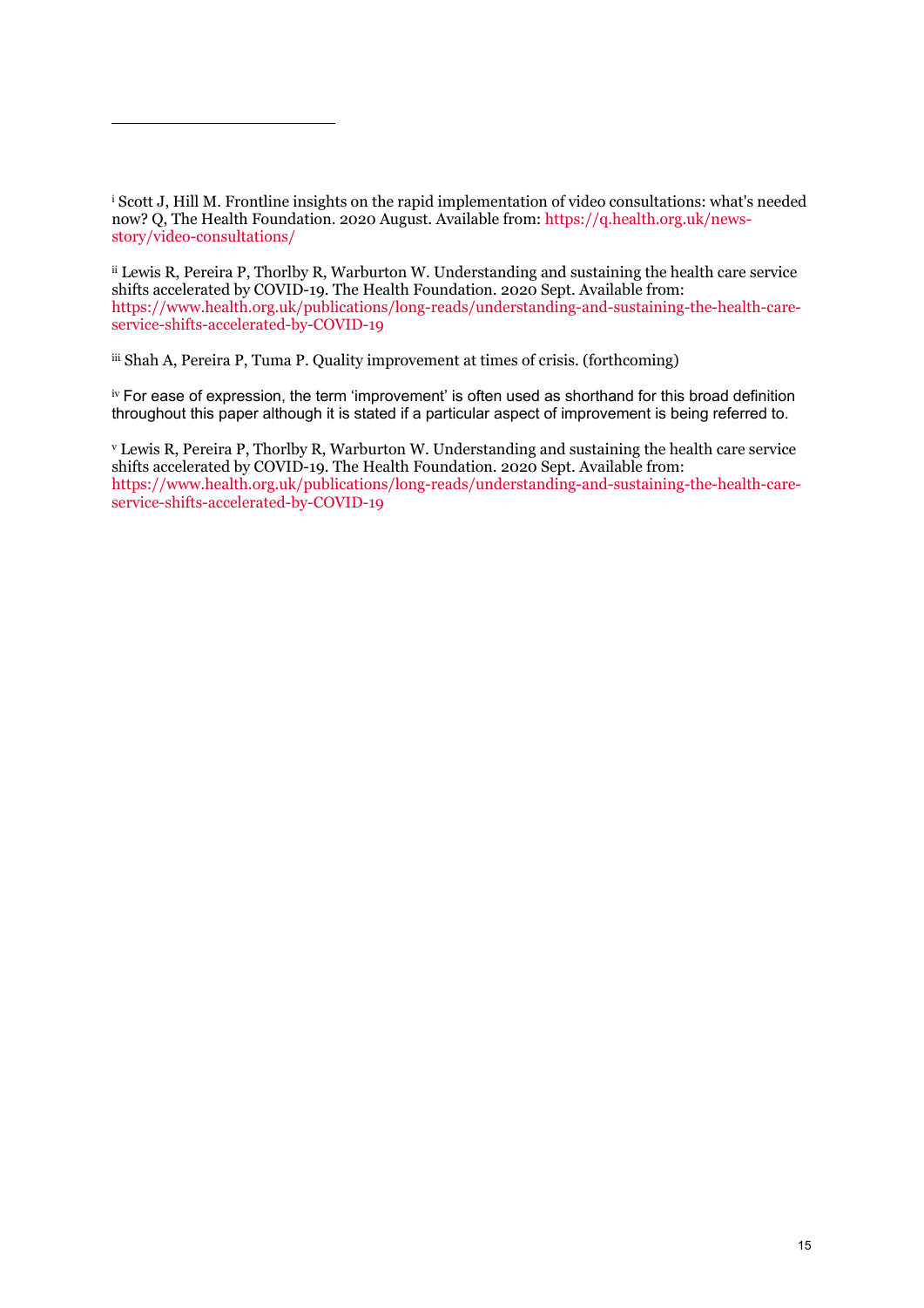[i] Scott J, Hill M. Frontline insights on the rapid implementation of video consultations: what's needed now? Q, The Health Foundation. 2020 August. Available from: https://q.health.org.uk/news-story/video-consultations/

[ii] Lewis R, Pereira P, Thorlby R, Warburton W. Understanding and sustaining the health care service shifts accelerated by COVID-19. The Health Foundation. 2020 Sept. Available from: https://www.health.org.uk/publications/long-reads/understanding-and-sustaining-the-health-care-service-shifts-accelerated-by-COVID-19

[iii] Shah A, Pereira P, Tuma P. Quality improvement at times of crisis. (forthcoming)

[iv] For ease of expression, the term 'improvement' is often used as shorthand for this broad definition throughout this paper although it is stated if a particular aspect of improvement is being referred to.

[v] Lewis R, Pereira P, Thorlby R, Warburton W. Understanding and sustaining the health care service shifts accelerated by COVID-19. The Health Foundation. 2020 Sept. Available from: https://www.health.org.uk/publications/long-reads/understanding-and-sustaining-the-health-care-service-shifts-accelerated-by-COVID-19